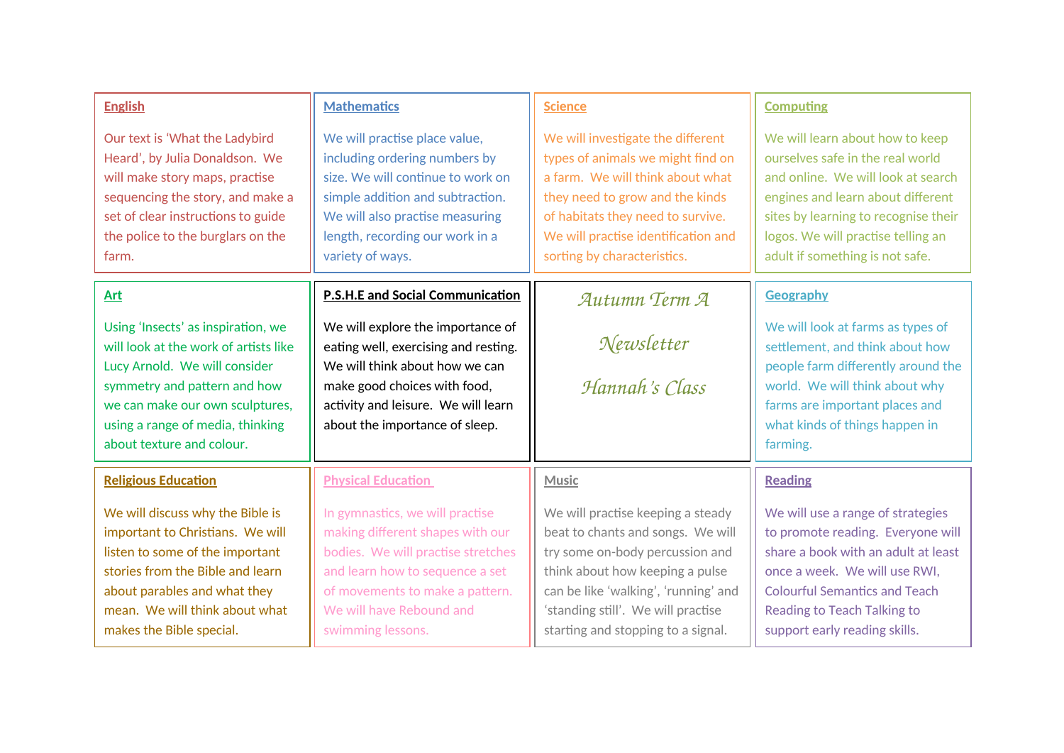# Autumn Term A

# Newsletter

# Hannah's Class

## English

Our text is 'What the Ladybird Heard', by Julia Donaldson. We will make story maps, practise sequencing the story, and make a set of clear instructions to guide the police to the burglars on the farm.

## Mathematics

We will practise place value, including ordering numbers by size. We will continue to work on simple addition and subtraction. We will also practise measuring length, recording our work in a variety of ways.

## Science

We will investigate the different types of animals we might find on a farm. We will think about what they need to grow and the kinds of habitats they need to survive. We will practise identification and sorting by characteristics.

## Computing

We will learn about how to keep ourselves safe in the real world and online. We will look at search engines and learn about different sites by learning to recognise their logos. We will practise telling an adult if something is not safe.

## Art

Using 'Insects' as inspiration, we will look at the work of artists like Lucy Arnold. We will consider symmetry and pattern and how we can make our own sculptures, using a range of media, thinking about texture and colour.

## P.S.H.E and Social Communication

We will explore the importance of eating well, exercising and resting. We will think about how we can make good choices with food, activity and leisure. We will learn about the importance of sleep.

## Geography

We will look at farms as types of settlement, and think about how people farm differently around the world. We will think about why farms are important places and what kinds of things happen in farming.

## Religious Education

We will discuss why the Bible is important to Christians. We will listen to some of the important stories from the Bible and learn about parables and what they mean. We will think about what makes the Bible special.

## Physical Education

In gymnastics, we will practise making different shapes with our bodies. We will practise stretches and learn how to sequence a set of movements to make a pattern. We will have Rebound and swimming lessons.

## Music

We will practise keeping a steady beat to chants and songs. We will try some on-body percussion and think about how keeping a pulse can be like 'walking', 'running' and 'standing still'. We will practise starting and stopping to a signal.

## Reading

We will use a range of strategies to promote reading. Everyone will share a book with an adult at least once a week. We will use RWI, Colourful Semantics and Teach Reading to Teach Talking to support early reading skills.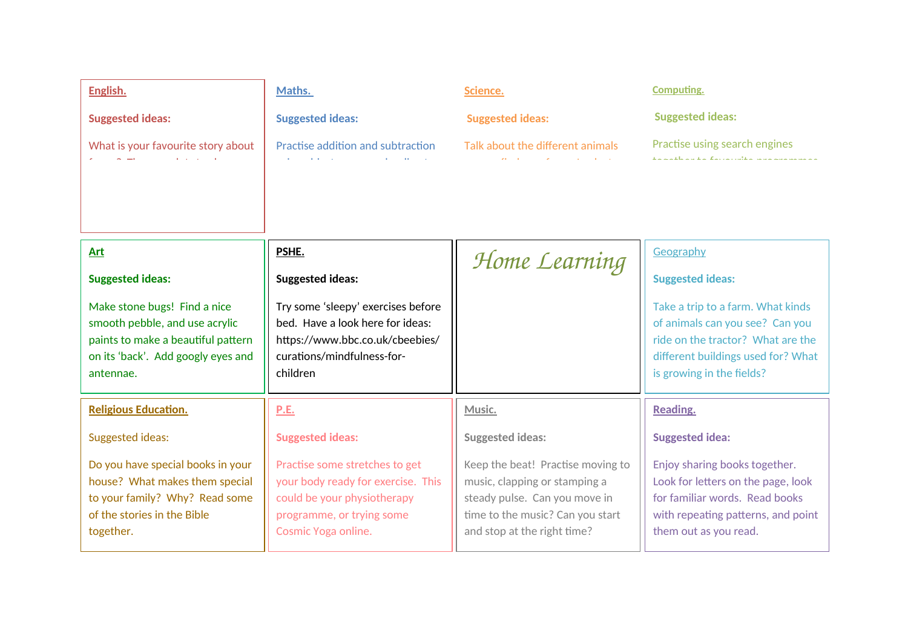## English.

**Suggested ideas:**

What is your favourite story about

## Maths.

**Suggested ideas:**

Practise addition and subtraction

## Science.

**Suggested ideas:**

Talk about the different animals

## Computing.

**Suggested ideas:**

Practise using search engines

## Art

**Suggested ideas:**

Make stone bugs! Find a nice smooth pebble, and use acrylic paints to make a beautiful pattern on its 'back'. Add googly eyes and antennae.

## PSHE.

**Suggested ideas:**

Try some 'sleepy' exercises before bed. Have a look here for ideas: https://www.bbc.co.uk/cbeebies/curations/mindfulness-for-children

# *Home Learning*

## Geography

**Suggested ideas:**

Take a trip to a farm. What kinds of animals can you see? Can you ride on the tractor? What are the different buildings used for? What is growing in the fields?

## Religious Education.

Suggested ideas:

Do you have special books in your house? What makes them special to your family? Why? Read some of the stories in the Bible together.

## P.E.

**Suggested ideas:**

Practise some stretches to get your body ready for exercise. This could be your physiotherapy programme, or trying some Cosmic Yoga online.

## Music.

**Suggested ideas:**

Keep the beat! Practise moving to music, clapping or stamping a steady pulse. Can you move in time to the music? Can you start and stop at the right time?

## Reading.

**Suggested idea:**

Enjoy sharing books together. Look for letters on the page, look for familiar words. Read books with repeating patterns, and point them out as you read.